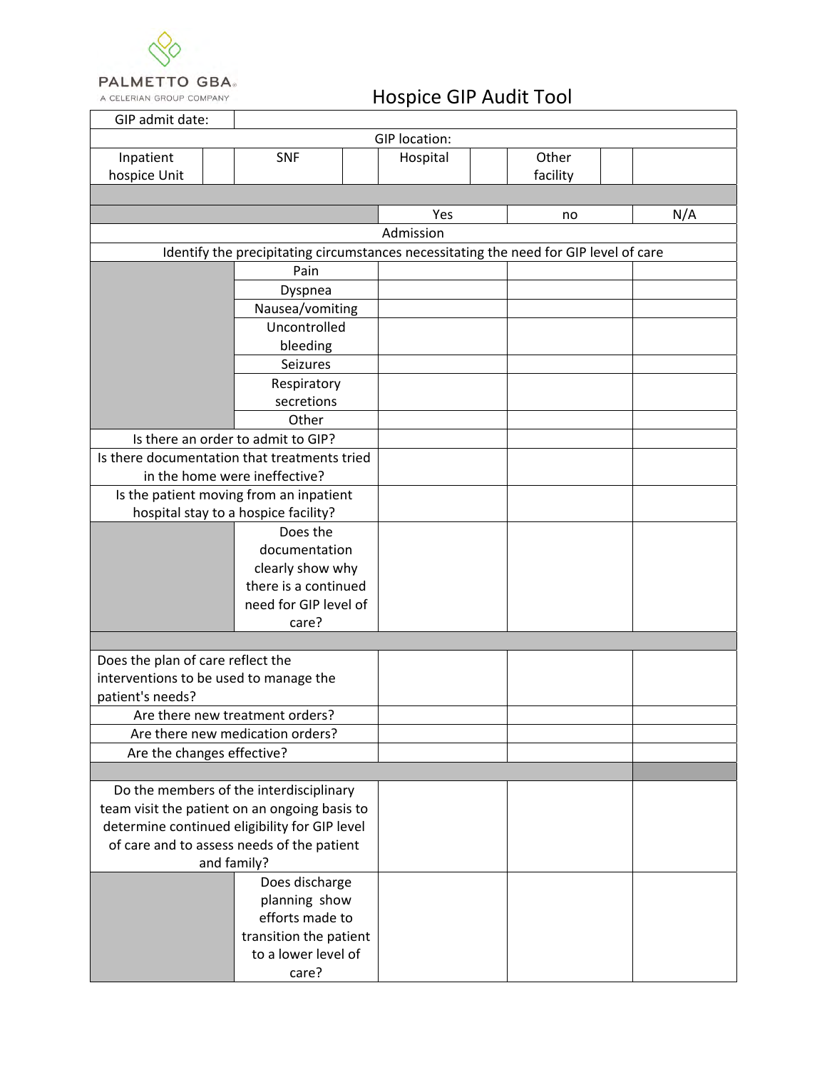PALMETTO GBA®
A CELERIAN GROUP COMPANY

# Hospice GIP Audit Tool

| GIP admit date: | | | | | | | | |
|---|---|---|---|---|---|---|---|---|
| GIP location: | | | | | | | | |
| Inpatient hospice Unit | | SNF | | Hospital | | Other facility | | |
| | | | | | | | | |
| | | | | Yes | | no | | N/A |
| Admission | | | | | | | | |
| Identify the precipitating circumstances necessitating the need for GIP level of care | | | | | | | | |
| | | Pain | | | | | | |
| | | Dyspnea | | | | | | |
| | | Nausea/vomiting | | | | | | |
| | | Uncontrolled bleeding | | | | | | |
| | | Seizures | | | | | | |
| | | Respiratory secretions | | | | | | |
| | | Other | | | | | | |
| Is there an order to admit to GIP? | | | | | | | | |
| Is there documentation that treatments tried in the home were ineffective? | | | | | | | | |
| Is the patient moving from an inpatient hospital stay to a hospice facility? | | | | | | | | |
| | | Does the documentation clearly show why there is a continued need for GIP level of care? | | | | | | |
| | | | | | | | | |
| Does the plan of care reflect the interventions to be used to manage the patient's needs? | | | | | | | | |
| Are there new treatment orders? | | | | | | | | |
| Are there new medication orders? | | | | | | | | |
| Are the changes effective? | | | | | | | | |
| | | | | | | | | |
| Do the members of the interdisciplinary team visit the patient on an ongoing basis to determine continued eligibility for GIP level of care and to assess needs of the patient and family? | | | | | | | | |
| | | Does discharge planning show efforts made to transition the patient to a lower level of care? | | | | | | |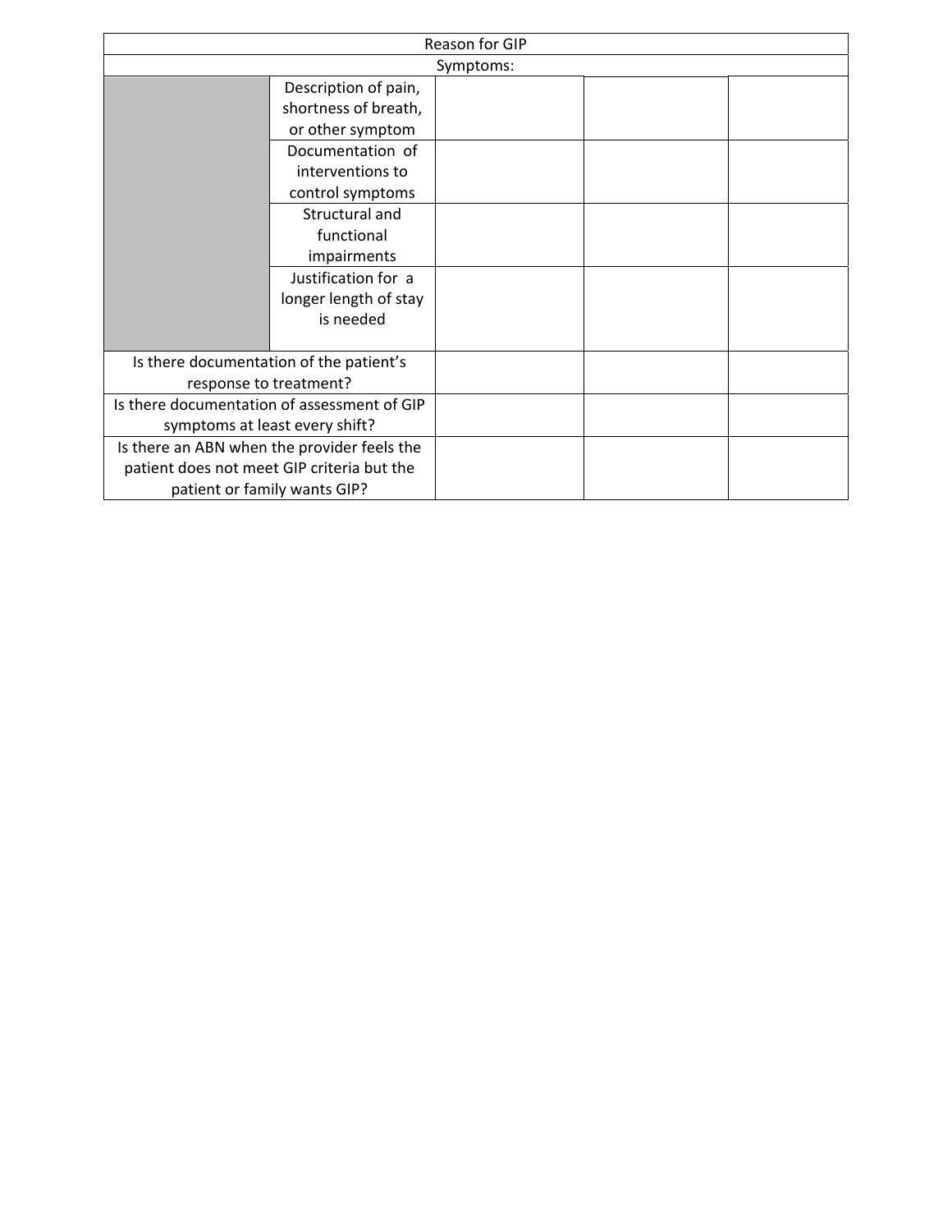| | | | | |
|---|---|---|---|---|
| Reason for GIP | | | | |
| Symptoms: | | | | |
| | Description of pain, shortness of breath, or other symptom | | | |
| | Documentation of interventions to control symptoms | | | |
| | Structural and functional impairments | | | |
| | Justification for a longer length of stay is needed | | | |
| Is there documentation of the patient's response to treatment? | | | | |
| Is there documentation of assessment of GIP symptoms at least every shift? | | | | |
| Is there an ABN when the provider feels the patient does not meet GIP criteria but the patient or family wants GIP? | | | | |